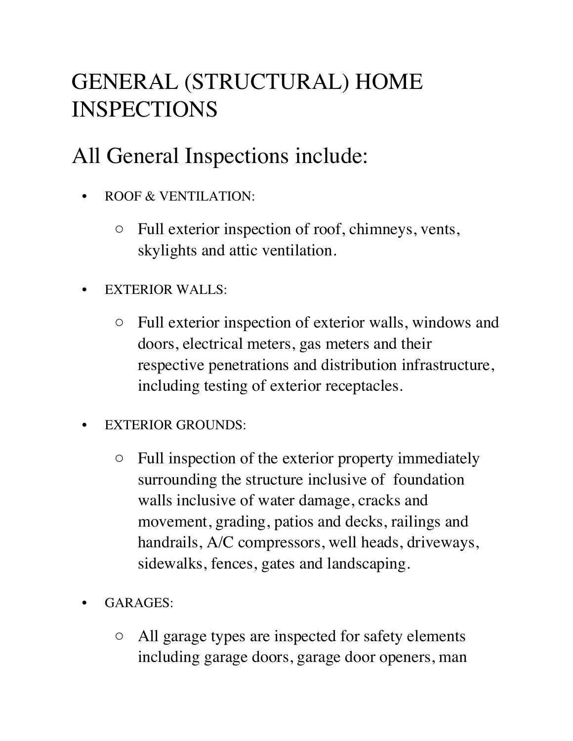# GENERAL (STRUCTURAL) HOME INSPECTIONS

## All General Inspections include:

- ROOF & VENTILATION:
  - Full exterior inspection of roof, chimneys, vents, skylights and attic ventilation.
- EXTERIOR WALLS:
  - Full exterior inspection of exterior walls, windows and doors, electrical meters, gas meters and their respective penetrations and distribution infrastructure, including testing of exterior receptacles.
- EXTERIOR GROUNDS:
  - Full inspection of the exterior property immediately surrounding the structure inclusive of foundation walls inclusive of water damage, cracks and movement, grading, patios and decks, railings and handrails, A/C compressors, well heads, driveways, sidewalks, fences, gates and landscaping.
- GARAGES:
  - All garage types are inspected for safety elements including garage doors, garage door openers, man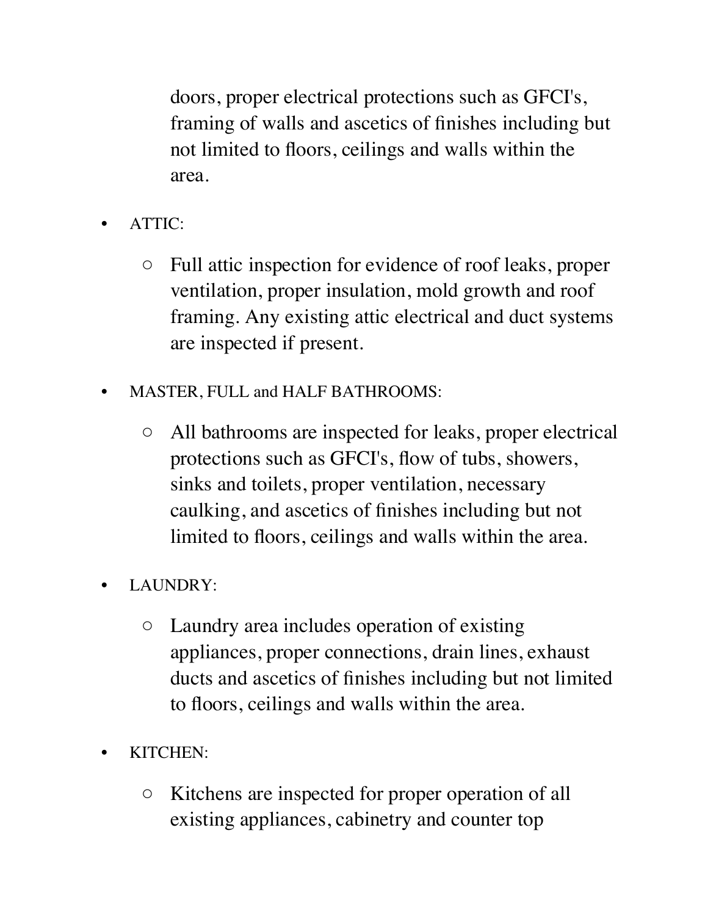doors, proper electrical protections such as GFCI's, framing of walls and ascetics of finishes including but not limited to floors, ceilings and walls within the area.

- ATTIC:
  - Full attic inspection for evidence of roof leaks, proper ventilation, proper insulation, mold growth and roof framing. Any existing attic electrical and duct systems are inspected if present.
- MASTER, FULL and HALF BATHROOMS:
  - All bathrooms are inspected for leaks, proper electrical protections such as GFCI's, flow of tubs, showers, sinks and toilets, proper ventilation, necessary caulking, and ascetics of finishes including but not limited to floors, ceilings and walls within the area.
- LAUNDRY:
  - Laundry area includes operation of existing appliances, proper connections, drain lines, exhaust ducts and ascetics of finishes including but not limited to floors, ceilings and walls within the area.
- KITCHEN:
  - Kitchens are inspected for proper operation of all existing appliances, cabinetry and counter top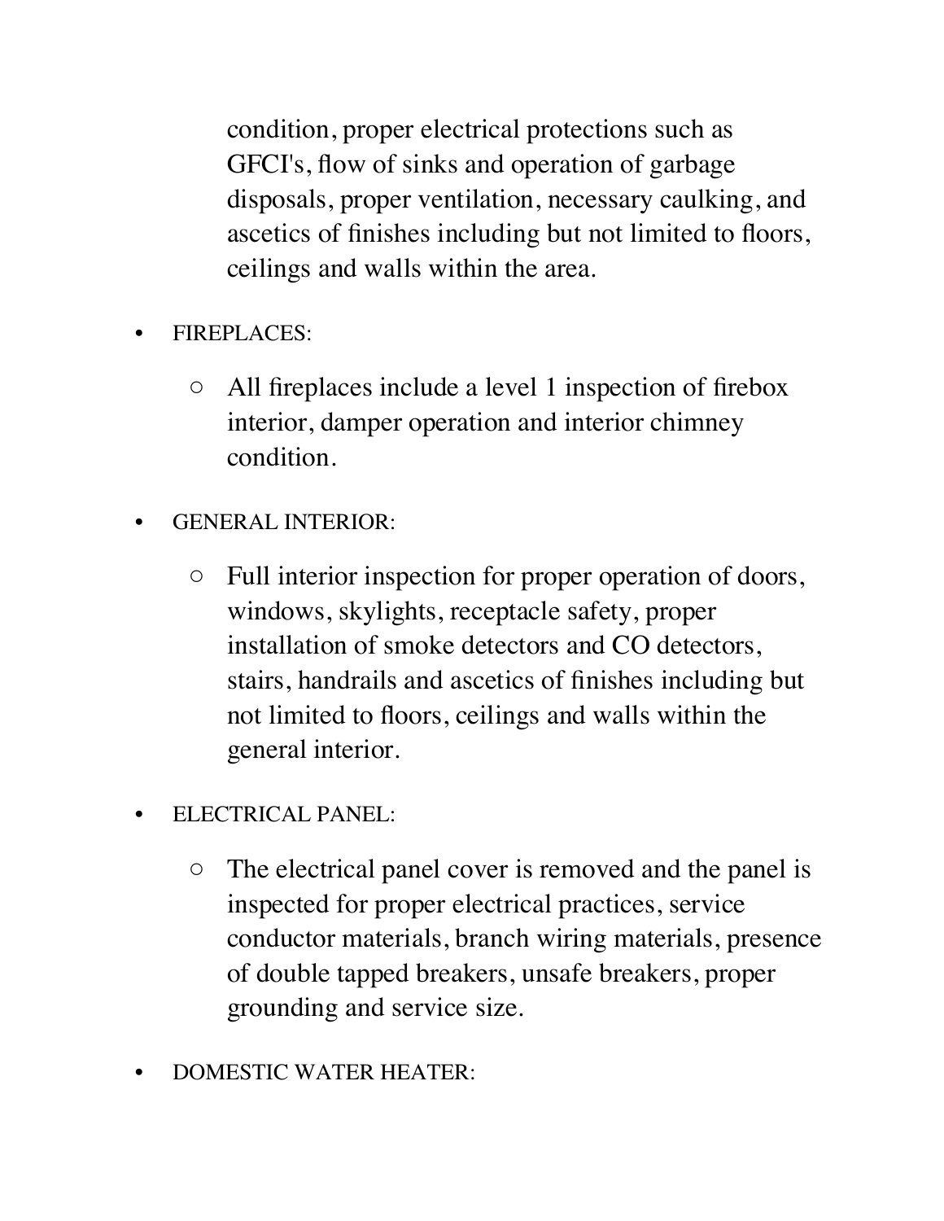condition, proper electrical protections such as GFCI's, flow of sinks and operation of garbage disposals, proper ventilation, necessary caulking, and ascetics of finishes including but not limited to floors, ceilings and walls within the area.

- FIREPLACES:
    - All fireplaces include a level 1 inspection of firebox interior, damper operation and interior chimney condition.
- GENERAL INTERIOR:
    - Full interior inspection for proper operation of doors, windows, skylights, receptacle safety, proper installation of smoke detectors and CO detectors, stairs, handrails and ascetics of finishes including but not limited to floors, ceilings and walls within the general interior.
- ELECTRICAL PANEL:
    - The electrical panel cover is removed and the panel is inspected for proper electrical practices, service conductor materials, branch wiring materials, presence of double tapped breakers, unsafe breakers, proper grounding and service size.
- DOMESTIC WATER HEATER: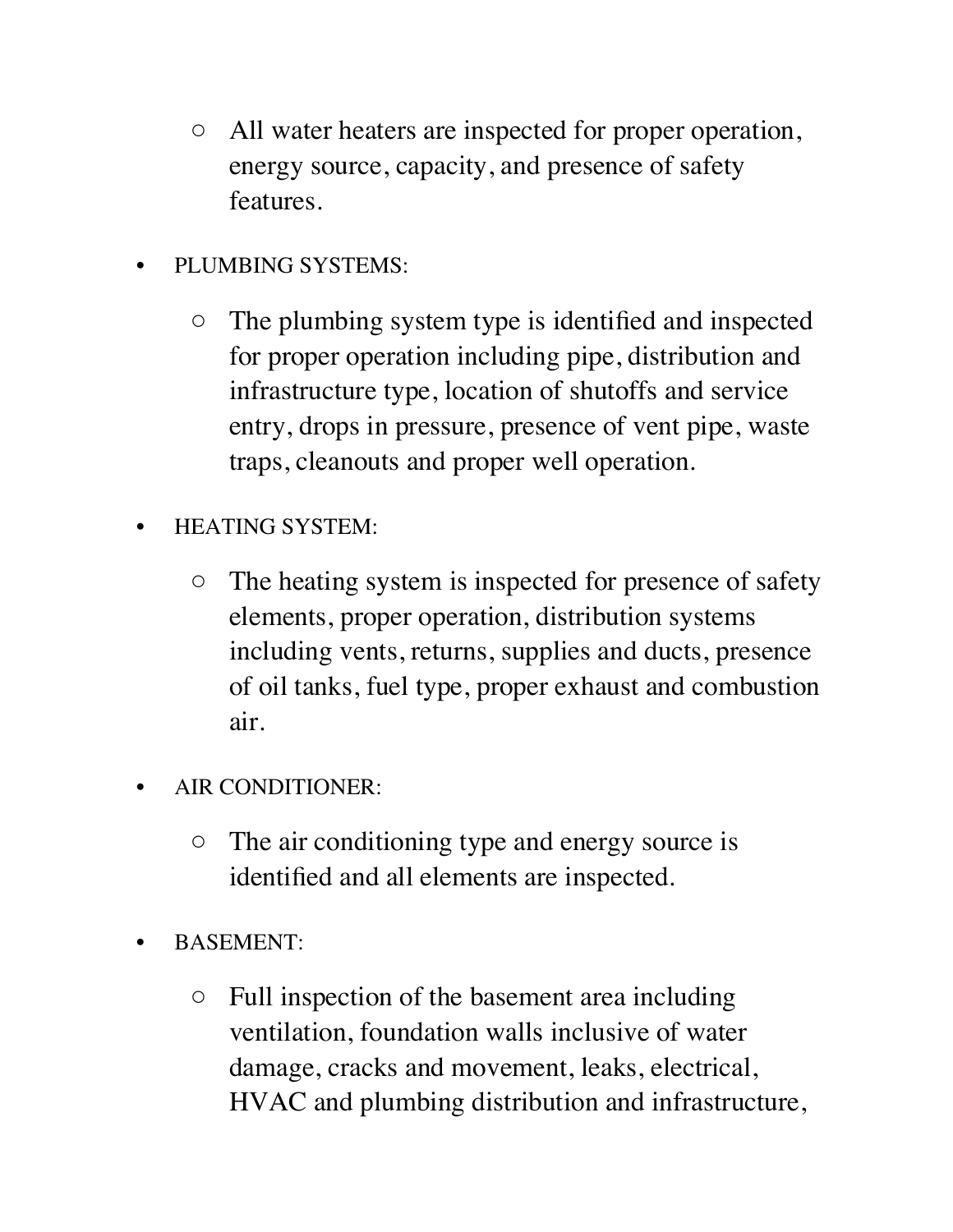- All water heaters are inspected for proper operation, energy source, capacity, and presence of safety features.

- PLUMBING SYSTEMS:
  - The plumbing system type is identified and inspected for proper operation including pipe, distribution and infrastructure type, location of shutoffs and service entry, drops in pressure, presence of vent pipe, waste traps, cleanouts and proper well operation.

- HEATING SYSTEM:
  - The heating system is inspected for presence of safety elements, proper operation, distribution systems including vents, returns, supplies and ducts, presence of oil tanks, fuel type, proper exhaust and combustion air.

- AIR CONDITIONER:
  - The air conditioning type and energy source is identified and all elements are inspected.

- BASEMENT:
  - Full inspection of the basement area including ventilation, foundation walls inclusive of water damage, cracks and movement, leaks, electrical, HVAC and plumbing distribution and infrastructure,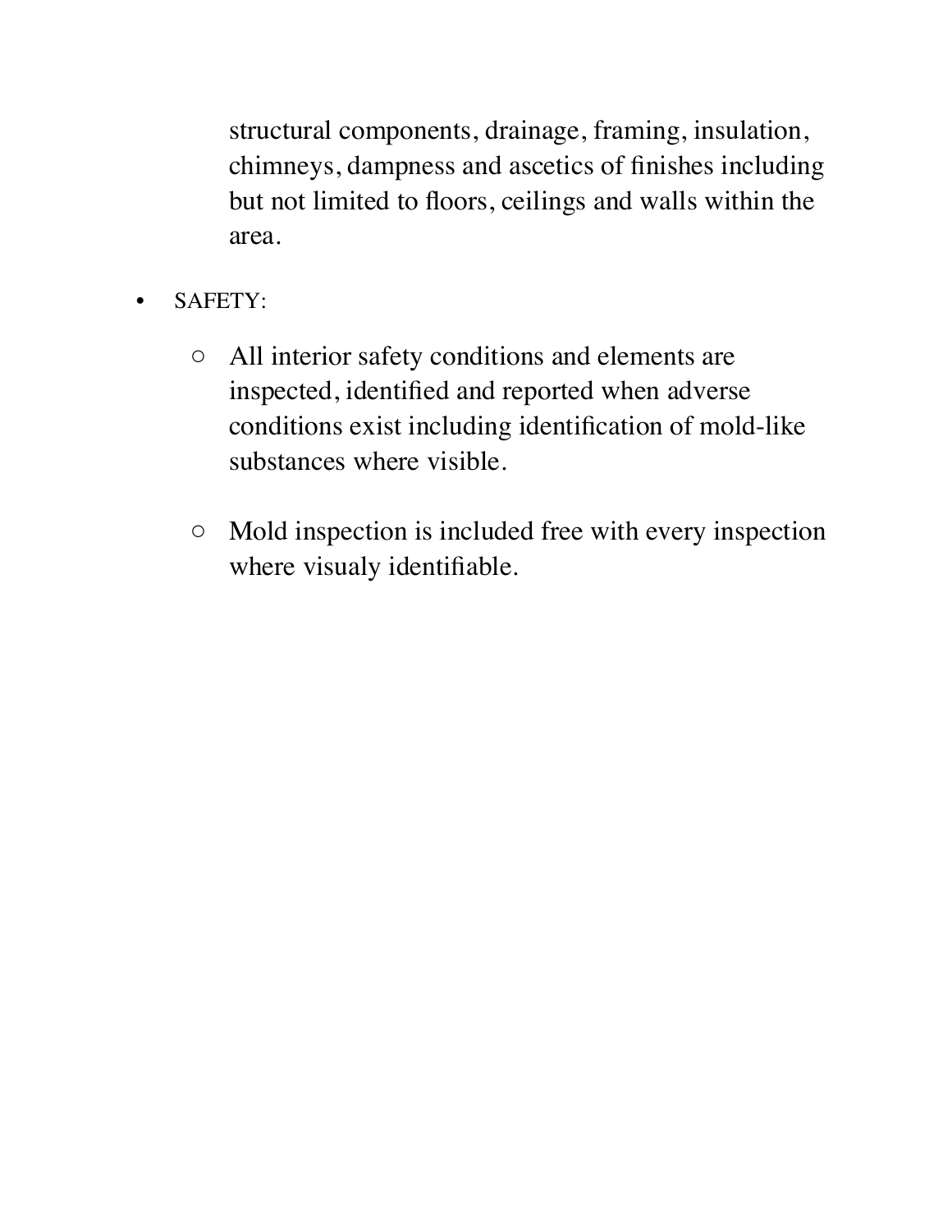structural components, drainage, framing, insulation, chimneys, dampness and ascetics of finishes including but not limited to floors, ceilings and walls within the area.

- SAFETY:
    - All interior safety conditions and elements are inspected, identified and reported when adverse conditions exist including identification of mold-like substances where visible.
    - Mold inspection is included free with every inspection where visualy identifiable.